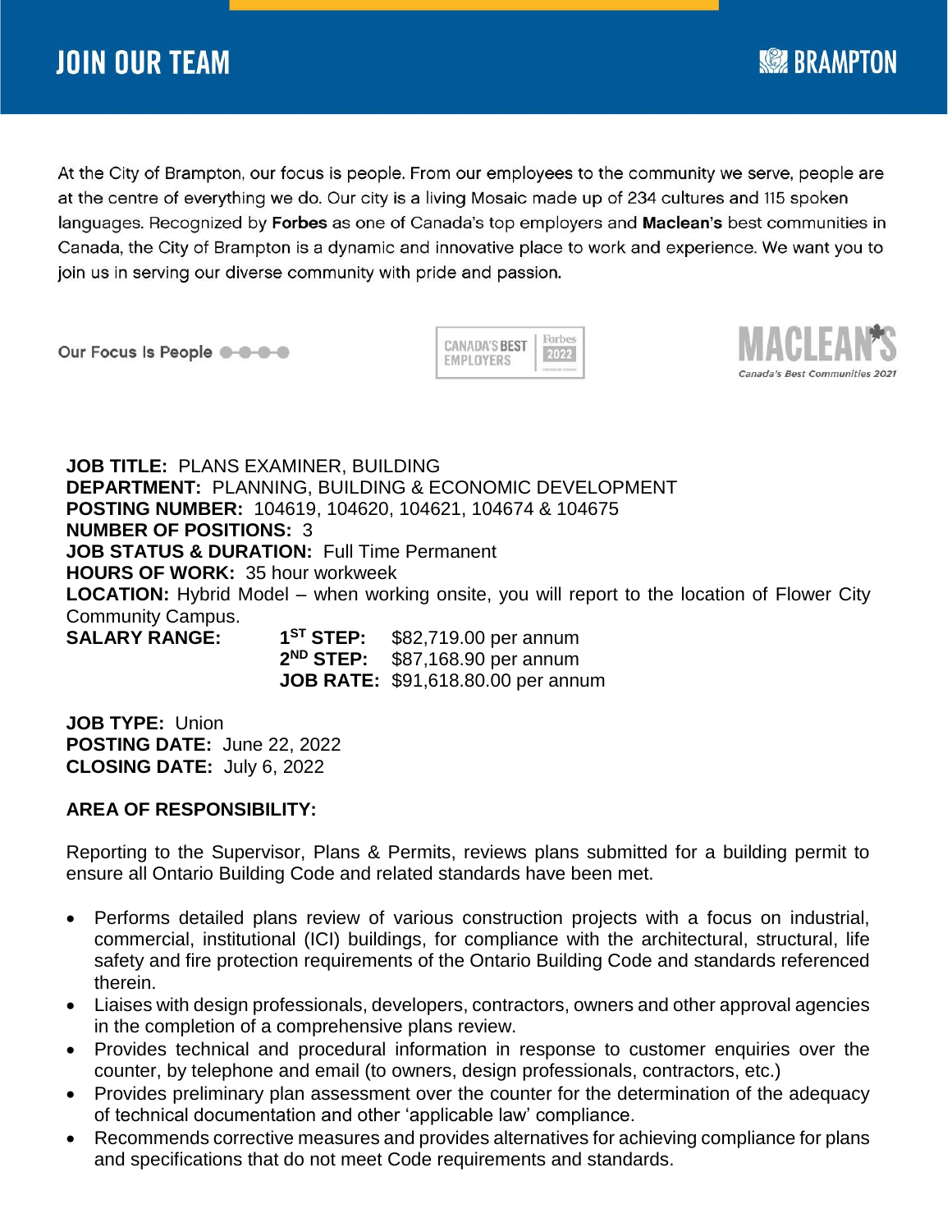# JOIN OUR TEAM

BRAMPTON

At the City of Brampton, our focus is people. From our employees to the community we serve, people are at the centre of everything we do. Our city is a living Mosaic made up of 234 cultures and 115 spoken languages. Recognized by **Forbes** as one of Canada's top employers and **Maclean's** best communities in Canada, the City of Brampton is a dynamic and innovative place to work and experience. We want you to join us in serving our diverse community with pride and passion.

Our Focus Is People

CANADA'S BEST EMPLOYERS Forbes 2022

MACLEAN'S Canada's Best Communities 2021

**JOB TITLE:** PLANS EXAMINER, BUILDING
**DEPARTMENT:** PLANNING, BUILDING & ECONOMIC DEVELOPMENT
**POSTING NUMBER:** 104619, 104620, 104621, 104674 & 104675
**NUMBER OF POSITIONS:** 3
**JOB STATUS & DURATION:** Full Time Permanent
**HOURS OF WORK:** 35 hour workweek
**LOCATION:** Hybrid Model – when working onsite, you will report to the location of Flower City Community Campus.

**SALARY RANGE:**

| | | |
|---|---|---|
| | **1ST STEP:** | $82,719.00 per annum |
| | **2ND STEP:** | $87,168.90 per annum |
| | **JOB RATE:** | $91,618.80.00 per annum |

**JOB TYPE:** Union
**POSTING DATE:** June 22, 2022
**CLOSING DATE:** July 6, 2022

**AREA OF RESPONSIBILITY:**

Reporting to the Supervisor, Plans & Permits, reviews plans submitted for a building permit to ensure all Ontario Building Code and related standards have been met.

- Performs detailed plans review of various construction projects with a focus on industrial, commercial, institutional (ICI) buildings, for compliance with the architectural, structural, life safety and fire protection requirements of the Ontario Building Code and standards referenced therein.
- Liaises with design professionals, developers, contractors, owners and other approval agencies in the completion of a comprehensive plans review.
- Provides technical and procedural information in response to customer enquiries over the counter, by telephone and email (to owners, design professionals, contractors, etc.)
- Provides preliminary plan assessment over the counter for the determination of the adequacy of technical documentation and other 'applicable law' compliance.
- Recommends corrective measures and provides alternatives for achieving compliance for plans and specifications that do not meet Code requirements and standards.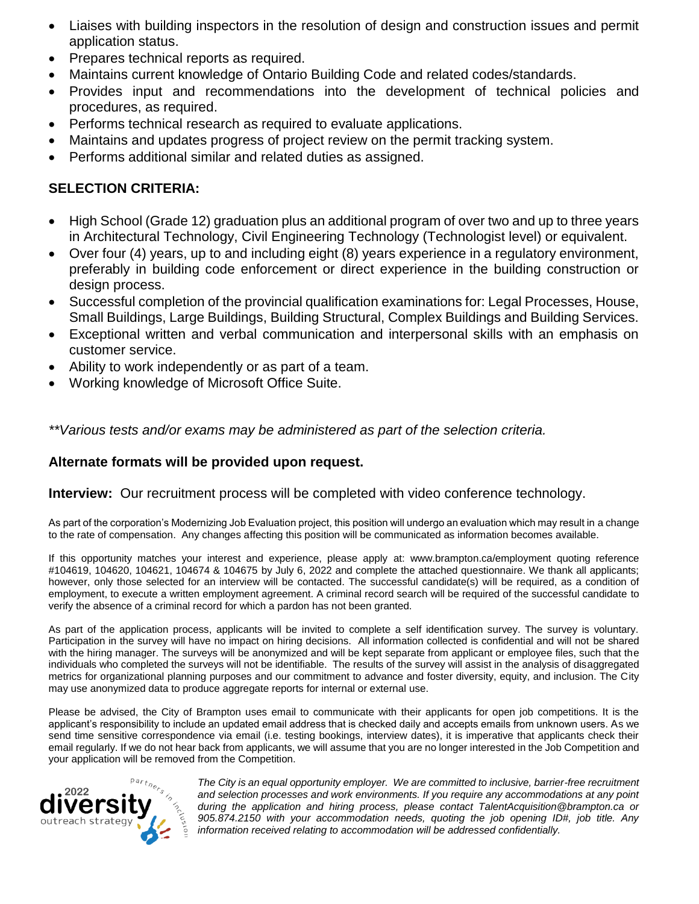- Liaises with building inspectors in the resolution of design and construction issues and permit application status.
- Prepares technical reports as required.
- Maintains current knowledge of Ontario Building Code and related codes/standards.
- Provides input and recommendations into the development of technical policies and procedures, as required.
- Performs technical research as required to evaluate applications.
- Maintains and updates progress of project review on the permit tracking system.
- Performs additional similar and related duties as assigned.

**SELECTION CRITERIA:**

- High School (Grade 12) graduation plus an additional program of over two and up to three years in Architectural Technology, Civil Engineering Technology (Technologist level) or equivalent.
- Over four (4) years, up to and including eight (8) years experience in a regulatory environment, preferably in building code enforcement or direct experience in the building construction or design process.
- Successful completion of the provincial qualification examinations for: Legal Processes, House, Small Buildings, Large Buildings, Building Structural, Complex Buildings and Building Services.
- Exceptional written and verbal communication and interpersonal skills with an emphasis on customer service.
- Ability to work independently or as part of a team.
- Working knowledge of Microsoft Office Suite.

*\*\*Various tests and/or exams may be administered as part of the selection criteria.*

**Alternate formats will be provided upon request.**

**Interview:** Our recruitment process will be completed with video conference technology.

As part of the corporation's Modernizing Job Evaluation project, this position will undergo an evaluation which may result in a change to the rate of compensation. Any changes affecting this position will be communicated as information becomes available.

If this opportunity matches your interest and experience, please apply at: www.brampton.ca/employment quoting reference #104619, 104620, 104621, 104674 & 104675 by July 6, 2022 and complete the attached questionnaire. We thank all applicants; however, only those selected for an interview will be contacted. The successful candidate(s) will be required, as a condition of employment, to execute a written employment agreement. A criminal record search will be required of the successful candidate to verify the absence of a criminal record for which a pardon has not been granted.

As part of the application process, applicants will be invited to complete a self identification survey. The survey is voluntary. Participation in the survey will have no impact on hiring decisions. All information collected is confidential and will not be shared with the hiring manager. The surveys will be anonymized and will be kept separate from applicant or employee files, such that the individuals who completed the surveys will not be identifiable. The results of the survey will assist in the analysis of disaggregated metrics for organizational planning purposes and our commitment to advance and foster diversity, equity, and inclusion. The City may use anonymized data to produce aggregate reports for internal or external use.

Please be advised, the City of Brampton uses email to communicate with their applicants for open job competitions. It is the applicant's responsibility to include an updated email address that is checked daily and accepts emails from unknown users. As we send time sensitive correspondence via email (i.e. testing bookings, interview dates), it is imperative that applicants check their email regularly. If we do not hear back from applicants, we will assume that you are no longer interested in the Job Competition and your application will be removed from the Competition.

2022 diversity outreach strategy — partners in inclusion

*The City is an equal opportunity employer. We are committed to inclusive, barrier-free recruitment and selection processes and work environments. If you require any accommodations at any point during the application and hiring process, please contact TalentAcquisition@brampton.ca or 905.874.2150 with your accommodation needs, quoting the job opening ID#, job title. Any information received relating to accommodation will be addressed confidentially.*